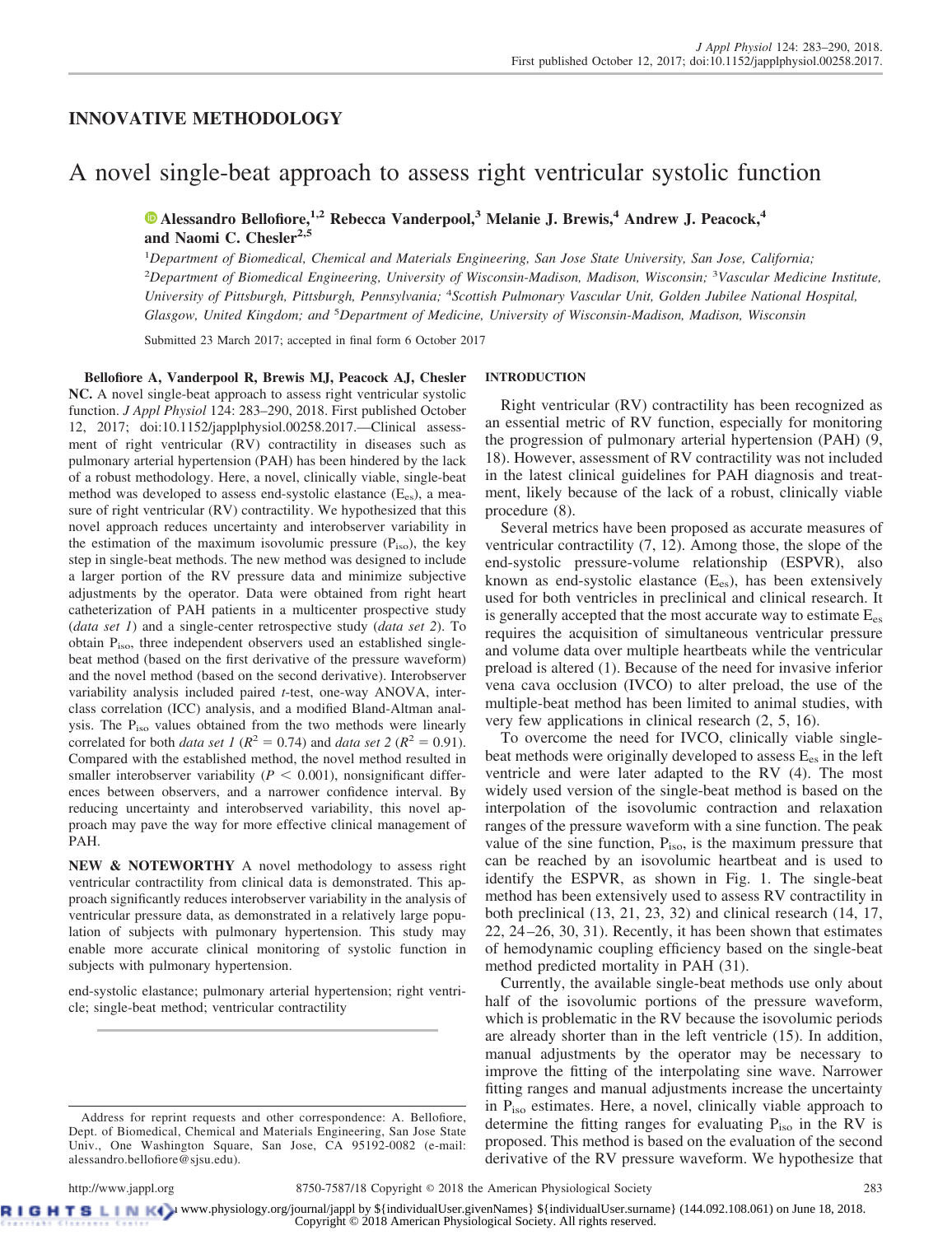## INNOVATIVE METHODOLOGY

# A novel single-beat approach to assess right ventricular systolic function

**Alessandro Bellofiore,[1,2] Rebecca Vanderpool,[3] Melanie J. Brewis,[4] Andrew J. Peacock,[4] and Naomi C. Chesler[2,5]**

[1]*Department of Biomedical, Chemical and Materials Engineering, San Jose State University, San Jose, California;* [2]*Department of Biomedical Engineering, University of Wisconsin-Madison, Madison, Wisconsin;* [3]*Vascular Medicine Institute, University of Pittsburgh, Pittsburgh, Pennsylvania;* [4]*Scottish Pulmonary Vascular Unit, Golden Jubilee National Hospital, Glasgow, United Kingdom; and* [5]*Department of Medicine, University of Wisconsin-Madison, Madison, Wisconsin*

Submitted 23 March 2017; accepted in final form 6 October 2017

**Bellofiore A, Vanderpool R, Brewis MJ, Peacock AJ, Chesler NC.** A novel single-beat approach to assess right ventricular systolic function. *J Appl Physiol* 124: 283–290, 2018. First published October 12, 2017; doi:10.1152/japplphysiol.00258.2017.—Clinical assessment of right ventricular (RV) contractility in diseases such as pulmonary arterial hypertension (PAH) has been hindered by the lack of a robust methodology. Here, a novel, clinically viable, single-beat method was developed to assess end-systolic elastance ($E_{es}$), a measure of right ventricular (RV) contractility. We hypothesized that this novel approach reduces uncertainty and interobserver variability in the estimation of the maximum isovolumic pressure ($P_{iso}$), the key step in single-beat methods. The new method was designed to include a larger portion of the RV pressure data and minimize subjective adjustments by the operator. Data were obtained from right heart catheterization of PAH patients in a multicenter prospective study (*data set 1*) and a single-center retrospective study (*data set 2*). To obtain $P_{iso}$, three independent observers used an established single-beat method (based on the first derivative of the pressure waveform) and the novel method (based on the second derivative). Interobserver variability analysis included paired *t*-test, one-way ANOVA, interclass correlation (ICC) analysis, and a modified Bland-Altman analysis. The $P_{iso}$ values obtained from the two methods were linearly correlated for both *data set 1* ($R^2 = 0.74$) and *data set 2* ($R^2 = 0.91$). Compared with the established method, the novel method resulted in smaller interobserver variability ($P < 0.001$), nonsignificant differences between observers, and a narrower confidence interval. By reducing uncertainty and interobserved variability, this novel approach may pave the way for more effective clinical management of PAH.

**NEW & NOTEWORTHY** A novel methodology to assess right ventricular contractility from clinical data is demonstrated. This approach significantly reduces interobserver variability in the analysis of ventricular pressure data, as demonstrated in a relatively large population of subjects with pulmonary hypertension. This study may enable more accurate clinical monitoring of systolic function in subjects with pulmonary hypertension.

end-systolic elastance; pulmonary arterial hypertension; right ventricle; single-beat method; ventricular contractility

## INTRODUCTION

Right ventricular (RV) contractility has been recognized as an essential metric of RV function, especially for monitoring the progression of pulmonary arterial hypertension (PAH) (9, 18). However, assessment of RV contractility was not included in the latest clinical guidelines for PAH diagnosis and treatment, likely because of the lack of a robust, clinically viable procedure (8).

Several metrics have been proposed as accurate measures of ventricular contractility (7, 12). Among those, the slope of the end-systolic pressure-volume relationship (ESPVR), also known as end-systolic elastance ($E_{es}$), has been extensively used for both ventricles in preclinical and clinical research. It is generally accepted that the most accurate way to estimate $E_{es}$ requires the acquisition of simultaneous ventricular pressure and volume data over multiple heartbeats while the ventricular preload is altered (1). Because of the need for invasive inferior vena cava occlusion (IVCO) to alter preload, the use of the multiple-beat method has been limited to animal studies, with very few applications in clinical research (2, 5, 16).

To overcome the need for IVCO, clinically viable single-beat methods were originally developed to assess $E_{es}$ in the left ventricle and were later adapted to the RV (4). The most widely used version of the single-beat method is based on the interpolation of the isovolumic contraction and relaxation ranges of the pressure waveform with a sine function. The peak value of the sine function, $P_{iso}$, is the maximum pressure that can be reached by an isovolumic heartbeat and is used to identify the ESPVR, as shown in Fig. 1. The single-beat method has been extensively used to assess RV contractility in both preclinical (13, 21, 23, 32) and clinical research (14, 17, 22, 24–26, 30, 31). Recently, it has been shown that estimates of hemodynamic coupling efficiency based on the single-beat method predicted mortality in PAH (31).

Currently, the available single-beat methods use only about half of the isovolumic portions of the pressure waveform, which is problematic in the RV because the isovolumic periods are already shorter than in the left ventricle (15). In addition, manual adjustments by the operator may be necessary to improve the fitting of the interpolating sine wave. Narrower fitting ranges and manual adjustments increase the uncertainty in $P_{iso}$ estimates. Here, a novel, clinically viable approach to determine the fitting ranges for evaluating $P_{iso}$ in the RV is proposed. This method is based on the evaluation of the second derivative of the RV pressure waveform. We hypothesize that

Address for reprint requests and other correspondence: A. Bellofiore, Dept. of Biomedical, Chemical and Materials Engineering, San Jose State Univ., One Washington Square, San Jose, CA 95192-0082 (e-mail: alessandro.bellofiore@sjsu.edu).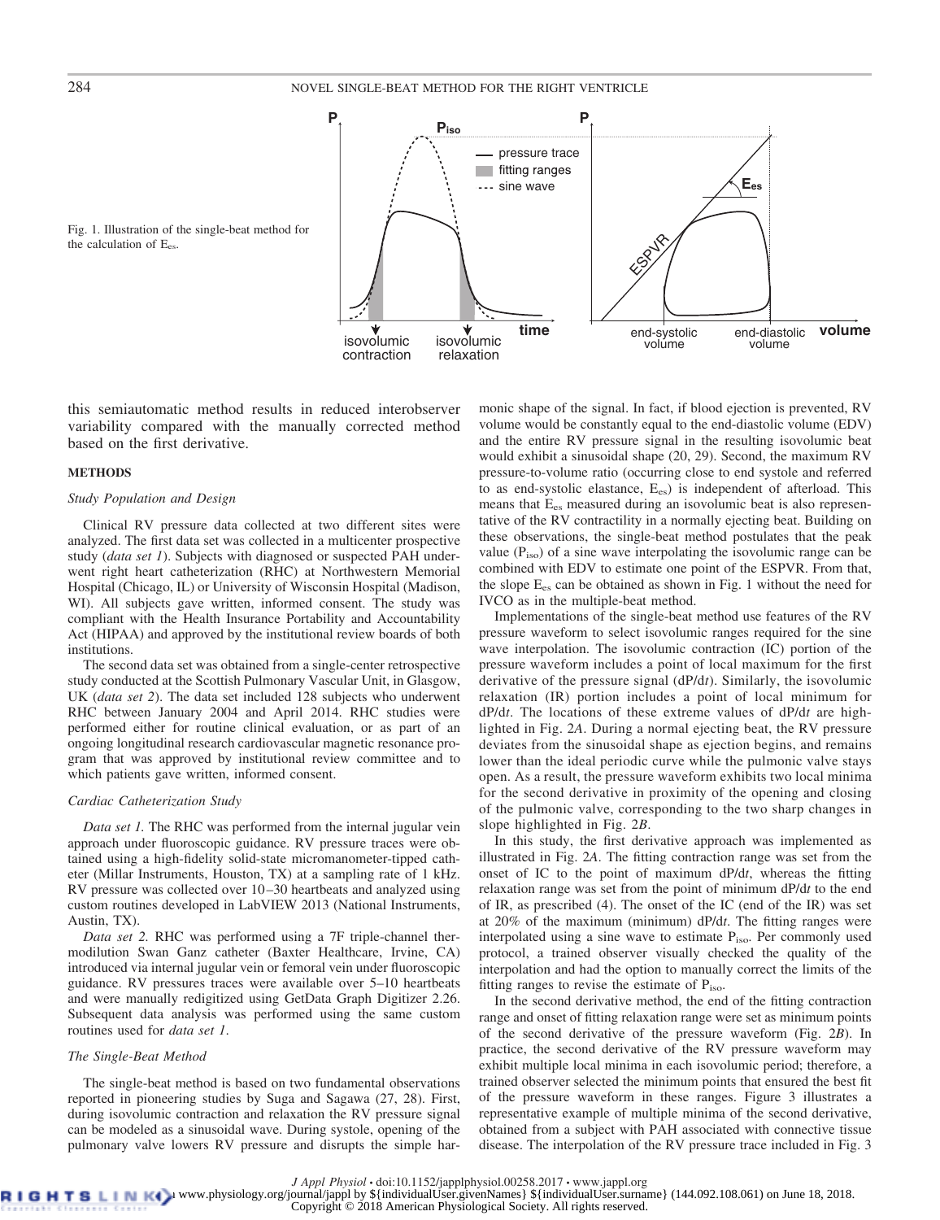Fig. 1. Illustration of the single-beat method for the calculation of $E_{es}$.

this semiautomatic method results in reduced interobserver variability compared with the manually corrected method based on the first derivative.

## METHODS

### *Study Population and Design*

Clinical RV pressure data collected at two different sites were analyzed. The first data set was collected in a multicenter prospective study (*data set 1*). Subjects with diagnosed or suspected PAH underwent right heart catheterization (RHC) at Northwestern Memorial Hospital (Chicago, IL) or University of Wisconsin Hospital (Madison, WI). All subjects gave written, informed consent. The study was compliant with the Health Insurance Portability and Accountability Act (HIPAA) and approved by the institutional review boards of both institutions.

The second data set was obtained from a single-center retrospective study conducted at the Scottish Pulmonary Vascular Unit, in Glasgow, UK (*data set 2*). The data set included 128 subjects who underwent RHC between January 2004 and April 2014. RHC studies were performed either for routine clinical evaluation, or as part of an ongoing longitudinal research cardiovascular magnetic resonance program that was approved by institutional review committee and to which patients gave written, informed consent.

### *Cardiac Catheterization Study*

*Data set 1.* The RHC was performed from the internal jugular vein approach under fluoroscopic guidance. RV pressure traces were obtained using a high-fidelity solid-state micromanometer-tipped catheter (Millar Instruments, Houston, TX) at a sampling rate of 1 kHz. RV pressure was collected over 10–30 heartbeats and analyzed using custom routines developed in LabVIEW 2013 (National Instruments, Austin, TX).

*Data set 2.* RHC was performed using a 7F triple-channel thermodilution Swan Ganz catheter (Baxter Healthcare, Irvine, CA) introduced via internal jugular vein or femoral vein under fluoroscopic guidance. RV pressures traces were available over 5–10 heartbeats and were manually redigitized using GetData Graph Digitizer 2.26. Subsequent data analysis was performed using the same custom routines used for *data set 1*.

### *The Single-Beat Method*

The single-beat method is based on two fundamental observations reported in pioneering studies by Suga and Sagawa (27, 28). First, during isovolumic contraction and relaxation the RV pressure signal can be modeled as a sinusoidal wave. During systole, opening of the pulmonary valve lowers RV pressure and disrupts the simple harmonic shape of the signal. In fact, if blood ejection is prevented, RV volume would be constantly equal to the end-diastolic volume (EDV) and the entire RV pressure signal in the resulting isovolumic beat would exhibit a sinusoidal shape (20, 29). Second, the maximum RV pressure-to-volume ratio (occurring close to end systole and referred to as end-systolic elastance, $E_{es}$) is independent of afterload. This means that $E_{es}$ measured during an isovolumic beat is also representative of the RV contractility in a normally ejecting beat. Building on these observations, the single-beat method postulates that the peak value ($P_{iso}$) of a sine wave interpolating the isovolumic range can be combined with EDV to estimate one point of the ESPVR. From that, the slope $E_{es}$ can be obtained as shown in Fig. 1 without the need for IVCO as in the multiple-beat method.

Implementations of the single-beat method use features of the RV pressure waveform to select isovolumic ranges required for the sine wave interpolation. The isovolumic contraction (IC) portion of the pressure waveform includes a point of local maximum for the first derivative of the pressure signal (dP/d*t*). Similarly, the isovolumic relaxation (IR) portion includes a point of local minimum for dP/d*t*. The locations of these extreme values of dP/d*t* are highlighted in Fig. 2*A*. During a normal ejecting beat, the RV pressure deviates from the sinusoidal shape as ejection begins, and remains lower than the ideal periodic curve while the pulmonic valve stays open. As a result, the pressure waveform exhibits two local minima for the second derivative in proximity of the opening and closing of the pulmonic valve, corresponding to the two sharp changes in slope highlighted in Fig. 2*B*.

In this study, the first derivative approach was implemented as illustrated in Fig. 2*A*. The fitting contraction range was set from the onset of IC to the point of maximum dP/d*t*, whereas the fitting relaxation range was set from the point of minimum dP/d*t* to the end of IR, as prescribed (4). The onset of the IC (end of the IR) was set at 20% of the maximum (minimum) dP/d*t*. The fitting ranges were interpolated using a sine wave to estimate $P_{iso}$. Per commonly used protocol, a trained observer visually checked the quality of the interpolation and had the option to manually correct the limits of the fitting ranges to revise the estimate of $P_{iso}$.

In the second derivative method, the end of the fitting contraction range and onset of fitting relaxation range were set as minimum points of the second derivative of the pressure waveform (Fig. 2*B*). In practice, the second derivative of the RV pressure waveform may exhibit multiple local minima in each isovolumic period; therefore, a trained observer selected the minimum points that ensured the best fit of the pressure waveform in these ranges. Figure 3 illustrates a representative example of multiple minima of the second derivative, obtained from a subject with PAH associated with connective tissue disease. The interpolation of the RV pressure trace included in Fig. 3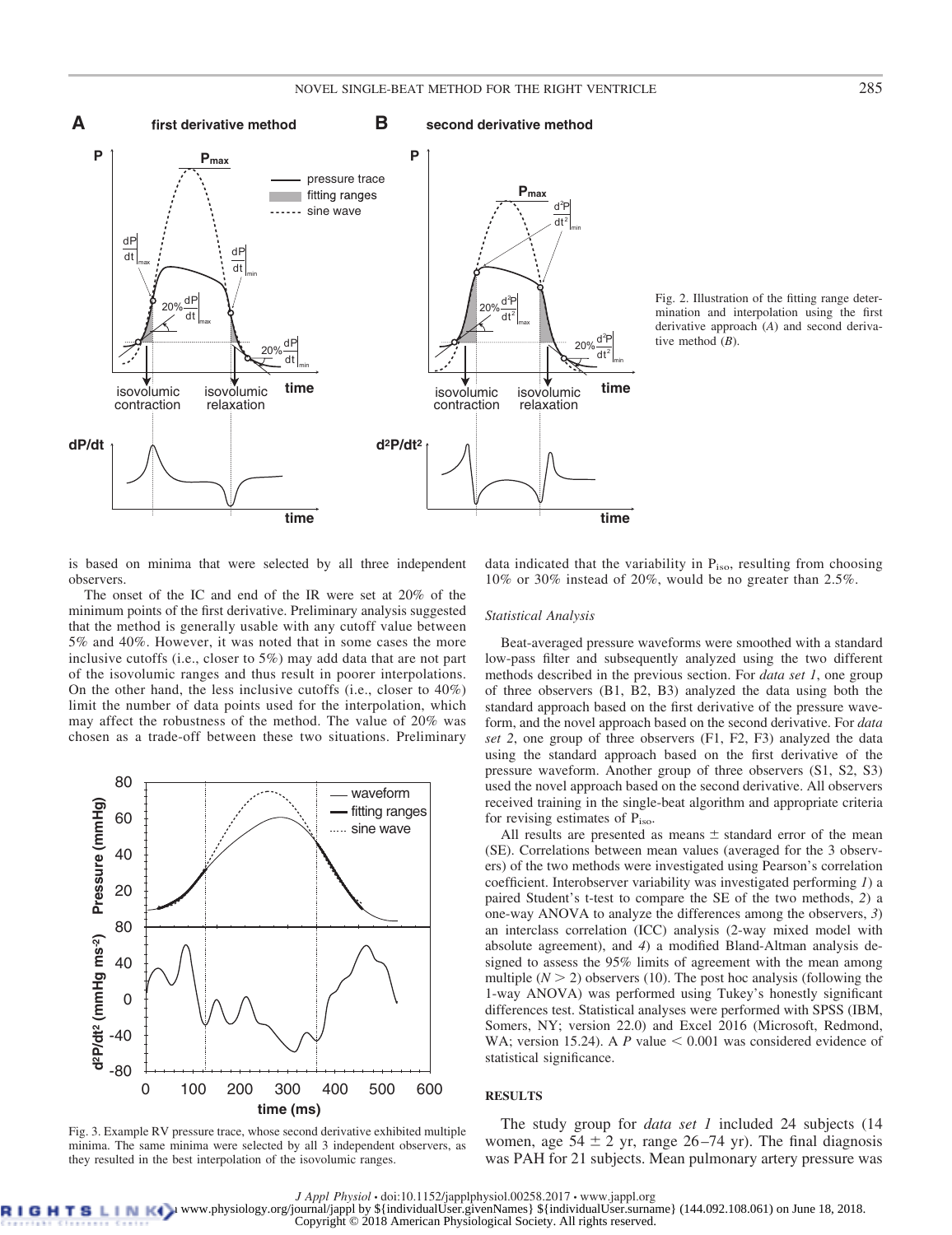Fig. 2. Illustration of the fitting range determination and interpolation using the first derivative approach (*A*) and second derivative method (*B*).

is based on minima that were selected by all three independent observers.

The onset of the IC and end of the IR were set at 20% of the minimum points of the first derivative. Preliminary analysis suggested that the method is generally usable with any cutoff value between 5% and 40%. However, it was noted that in some cases the more inclusive cutoffs (i.e., closer to 5%) may add data that are not part of the isovolumic ranges and thus result in poorer interpolations. On the other hand, the less inclusive cutoffs (i.e., closer to 40%) limit the number of data points used for the interpolation, which may affect the robustness of the method. The value of 20% was chosen as a trade-off between these two situations. Preliminary data indicated that the variability in $P_{iso}$, resulting from choosing 10% or 30% instead of 20%, would be no greater than 2.5%.

Fig. 3. Example RV pressure trace, whose second derivative exhibited multiple minima. The same minima were selected by all 3 independent observers, as they resulted in the best interpolation of the isovolumic ranges.

### Statistical Analysis

Beat-averaged pressure waveforms were smoothed with a standard low-pass filter and subsequently analyzed using the two different methods described in the previous section. For *data set 1*, one group of three observers (B1, B2, B3) analyzed the data using both the standard approach based on the first derivative of the pressure waveform, and the novel approach based on the second derivative. For *data set 2*, one group of three observers (F1, F2, F3) analyzed the data using the standard approach based on the first derivative of the pressure waveform. Another group of three observers (S1, S2, S3) used the novel approach based on the second derivative. All observers received training in the single-beat algorithm and appropriate criteria for revising estimates of $P_{iso}$.

All results are presented as means ± standard error of the mean (SE). Correlations between mean values (averaged for the 3 observers) of the two methods were investigated using Pearson's correlation coefficient. Interobserver variability was investigated performing *1*) a paired Student's t-test to compare the SE of the two methods, *2*) a one-way ANOVA to analyze the differences among the observers, *3*) an interclass correlation (ICC) analysis (2-way mixed model with absolute agreement), and *4*) a modified Bland-Altman analysis designed to assess the 95% limits of agreement with the mean among multiple ($N > 2$) observers (10). The post hoc analysis (following the 1-way ANOVA) was performed using Tukey's honestly significant differences test. Statistical analyses were performed with SPSS (IBM, Somers, NY; version 22.0) and Excel 2016 (Microsoft, Redmond, WA; version 15.24). A *P* value $< 0.001$ was considered evidence of statistical significance.

## RESULTS

The study group for *data set 1* included 24 subjects (14 women, age 54 ± 2 yr, range 26–74 yr). The final diagnosis was PAH for 21 subjects. Mean pulmonary artery pressure was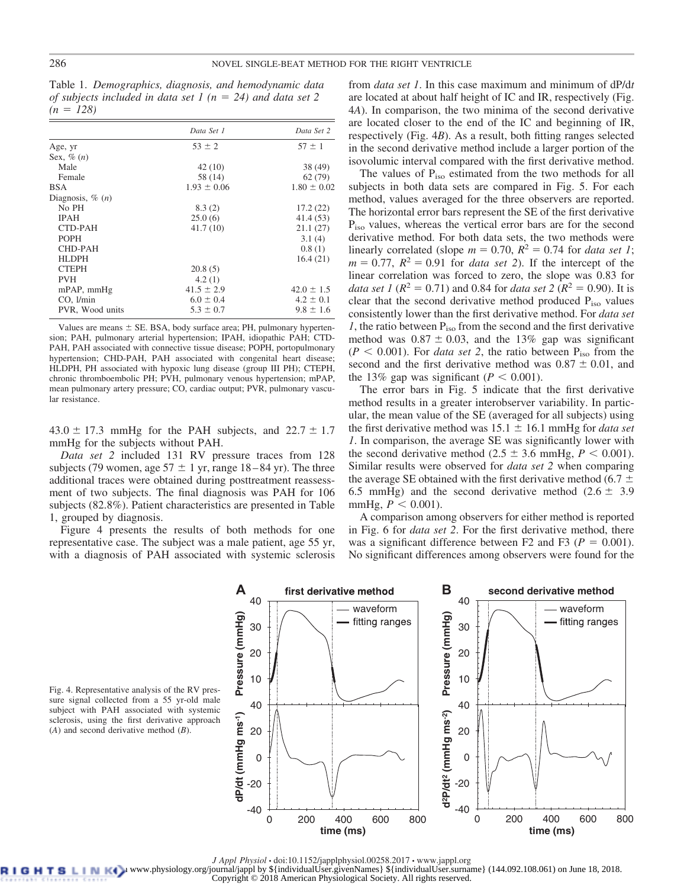Table 1. *Demographics, diagnosis, and hemodynamic data of subjects included in data set 1 (n = 24) and data set 2 (n = 128)*

| | *Data Set 1* | *Data Set 2* |
|---|---|---|
| Age, yr | 53 ± 2 | 57 ± 1 |
| Sex, % (*n*) | | |
| Male | 42 (10) | 38 (49) |
| Female | 58 (14) | 62 (79) |
| BSA | 1.93 ± 0.06 | 1.80 ± 0.02 |
| Diagnosis, % (*n*) | | |
| No PH | 8.3 (2) | 17.2 (22) |
| IPAH | 25.0 (6) | 41.4 (53) |
| CTD-PAH | 41.7 (10) | 21.1 (27) |
| POPH | | 3.1 (4) |
| CHD-PAH | | 0.8 (1) |
| HLDPH | | 16.4 (21) |
| CTEPH | 20.8 (5) | |
| PVH | 4.2 (1) | |
| mPAP, mmHg | 41.5 ± 2.9 | 42.0 ± 1.5 |
| CO, l/min | 6.0 ± 0.4 | 4.2 ± 0.1 |
| PVR, Wood units | 5.3 ± 0.7 | 9.8 ± 1.6 |

Values are means ± SE. BSA, body surface area; PH, pulmonary hypertension; PAH, pulmonary arterial hypertension; IPAH, idiopathic PAH; CTD-PAH, PAH associated with connective tissue disease; POPH, portopulmonary hypertension; CHD-PAH, PAH associated with congenital heart disease; HLDPH, PH associated with hypoxic lung disease (group III PH); CTEPH, chronic thromboembolic PH; PVH, pulmonary venous hypertension; mPAP, mean pulmonary artery pressure; CO, cardiac output; PVR, pulmonary vascular resistance.

43.0 ± 17.3 mmHg for the PAH subjects, and 22.7 ± 1.7 mmHg for the subjects without PAH.

*Data set 2* included 131 RV pressure traces from 128 subjects (79 women, age 57 ± 1 yr, range 18–84 yr). The three additional traces were obtained during posttreatment reassessment of two subjects. The final diagnosis was PAH for 106 subjects (82.8%). Patient characteristics are presented in Table 1, grouped by diagnosis.

Figure 4 presents the results of both methods for one representative case. The subject was a male patient, age 55 yr, with a diagnosis of PAH associated with systemic sclerosis from *data set 1*. In this case maximum and minimum of dP/d*t* are located at about half height of IC and IR, respectively (Fig. 4*A*). In comparison, the two minima of the second derivative are located closer to the end of the IC and beginning of IR, respectively (Fig. 4*B*). As a result, both fitting ranges selected in the second derivative method include a larger portion of the isovolumic interval compared with the first derivative method.

The values of $P_{iso}$ estimated from the two methods for all subjects in both data sets are compared in Fig. 5. For each method, values averaged for the three observers are reported. The horizontal error bars represent the SE of the first derivative $P_{iso}$ values, whereas the vertical error bars are for the second derivative method. For both data sets, the two methods were linearly correlated (slope $m = 0.70$, $R^2 = 0.74$ for *data set 1*; $m = 0.77$, $R^2 = 0.91$ for *data set 2*). If the intercept of the linear correlation was forced to zero, the slope was 0.83 for *data set 1* ($R^2 = 0.71$) and 0.84 for *data set 2* ($R^2 = 0.90$). It is clear that the second derivative method produced $P_{iso}$ values consistently lower than the first derivative method. For *data set 1*, the ratio between $P_{iso}$ from the second and the first derivative method was 0.87 ± 0.03, and the 13% gap was significant ($P < 0.001$). For *data set 2*, the ratio between $P_{iso}$ from the second and the first derivative method was 0.87 ± 0.01, and the 13% gap was significant ($P < 0.001$).

The error bars in Fig. 5 indicate that the first derivative method results in a greater interobserver variability. In particular, the mean value of the SE (averaged for all subjects) using the first derivative method was 15.1 ± 16.1 mmHg for *data set 1*. In comparison, the average SE was significantly lower with the second derivative method (2.5 ± 3.6 mmHg, $P < 0.001$). Similar results were observed for *data set 2* when comparing the average SE obtained with the first derivative method (6.7 ± 6.5 mmHg) and the second derivative method (2.6 ± 3.9 mmHg, $P < 0.001$).

A comparison among observers for either method is reported in Fig. 6 for *data set 2*. For the first derivative method, there was a significant difference between F2 and F3 ($P = 0.001$). No significant differences among observers were found for the

Fig. 4. Representative analysis of the RV pressure signal collected from a 55 yr-old male subject with PAH associated with systemic sclerosis, using the first derivative approach (*A*) and second derivative method (*B*).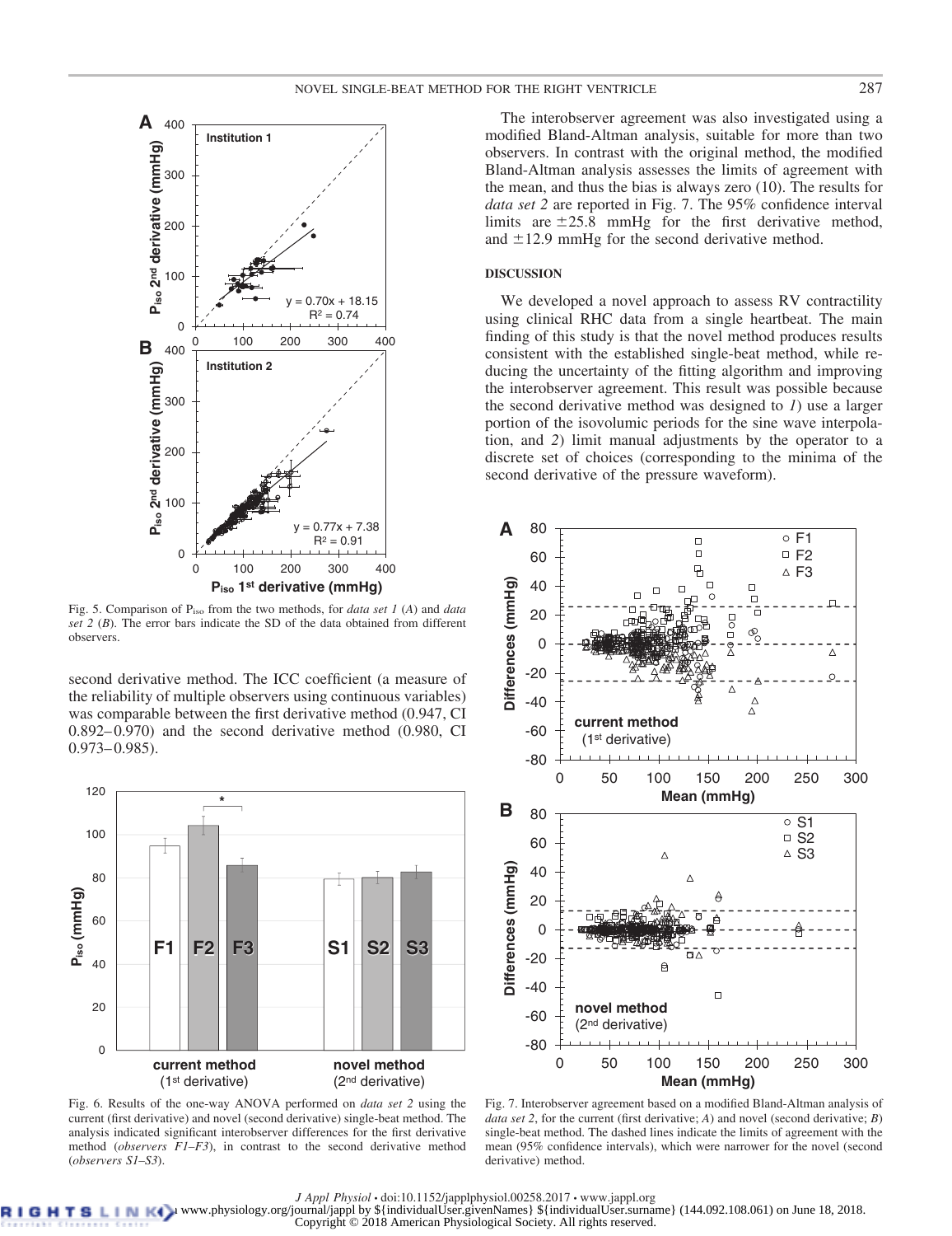Fig. 5. Comparison of $P_{iso}$ from the two methods, for *data set 1* (*A*) and *data set 2* (*B*). The error bars indicate the SD of the data obtained from different observers.

second derivative method. The ICC coefficient (a measure of the reliability of multiple observers using continuous variables) was comparable between the first derivative method (0.947, CI 0.892–0.970) and the second derivative method (0.980, CI 0.973–0.985).

Fig. 6. Results of the one-way ANOVA performed on *data set 2* using the current (first derivative) and novel (second derivative) single-beat method. The analysis indicated significant interobserver differences for the first derivative method (*observers F1–F3*), in contrast to the second derivative method (*observers S1–S3*).

The interobserver agreement was also investigated using a modified Bland-Altman analysis, suitable for more than two observers. In contrast with the original method, the modified Bland-Altman analysis assesses the limits of agreement with the mean, and thus the bias is always zero (10). The results for *data set 2* are reported in Fig. 7. The 95% confidence interval limits are ±25.8 mmHg for the first derivative method, and ±12.9 mmHg for the second derivative method.

## DISCUSSION

We developed a novel approach to assess RV contractility using clinical RHC data from a single heartbeat. The main finding of this study is that the novel method produces results consistent with the established single-beat method, while reducing the uncertainty of the fitting algorithm and improving the interobserver agreement. This result was possible because the second derivative method was designed to *1*) use a larger portion of the isovolumic periods for the sine wave interpolation, and *2*) limit manual adjustments by the operator to a discrete set of choices (corresponding to the minima of the second derivative of the pressure waveform).

Fig. 7. Interobserver agreement based on a modified Bland-Altman analysis of *data set 2*, for the current (first derivative; *A*) and novel (second derivative; *B*) single-beat method. The dashed lines indicate the limits of agreement with the mean (95% confidence intervals), which were narrower for the novel (second derivative) method.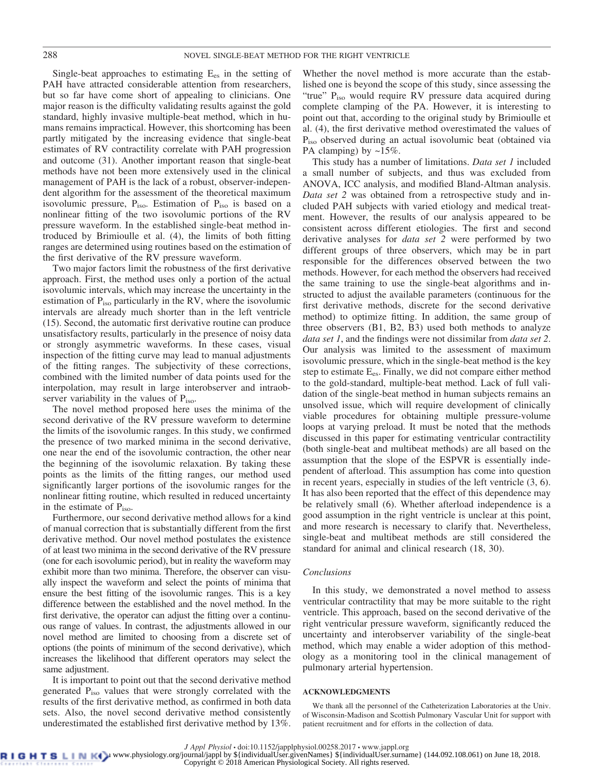Single-beat approaches to estimating $E_{es}$ in the setting of PAH have attracted considerable attention from researchers, but so far have come short of appealing to clinicians. One major reason is the difficulty validating results against the gold standard, highly invasive multiple-beat method, which in humans remains impractical. However, this shortcoming has been partly mitigated by the increasing evidence that single-beat estimates of RV contractility correlate with PAH progression and outcome (31). Another important reason that single-beat methods have not been more extensively used in the clinical management of PAH is the lack of a robust, observer-independent algorithm for the assessment of the theoretical maximum isovolumic pressure, $P_{iso}$. Estimation of $P_{iso}$ is based on a nonlinear fitting of the two isovolumic portions of the RV pressure waveform. In the established single-beat method introduced by Brimioulle et al. (4), the limits of both fitting ranges are determined using routines based on the estimation of the first derivative of the RV pressure waveform.

Two major factors limit the robustness of the first derivative approach. First, the method uses only a portion of the actual isovolumic intervals, which may increase the uncertainty in the estimation of $P_{iso}$ particularly in the RV, where the isovolumic intervals are already much shorter than in the left ventricle (15). Second, the automatic first derivative routine can produce unsatisfactory results, particularly in the presence of noisy data or strongly asymmetric waveforms. In these cases, visual inspection of the fitting curve may lead to manual adjustments of the fitting ranges. The subjectivity of these corrections, combined with the limited number of data points used for the interpolation, may result in large interobserver and intraobserver variability in the values of $P_{iso}$.

The novel method proposed here uses the minima of the second derivative of the RV pressure waveform to determine the limits of the isovolumic ranges. In this study, we confirmed the presence of two marked minima in the second derivative, one near the end of the isovolumic contraction, the other near the beginning of the isovolumic relaxation. By taking these points as the limits of the fitting ranges, our method used significantly larger portions of the isovolumic ranges for the nonlinear fitting routine, which resulted in reduced uncertainty in the estimate of $P_{iso}$.

Furthermore, our second derivative method allows for a kind of manual correction that is substantially different from the first derivative method. Our novel method postulates the existence of at least two minima in the second derivative of the RV pressure (one for each isovolumic period), but in reality the waveform may exhibit more than two minima. Therefore, the observer can visually inspect the waveform and select the points of minima that ensure the best fitting of the isovolumic ranges. This is a key difference between the established and the novel method. In the first derivative, the operator can adjust the fitting over a continuous range of values. In contrast, the adjustments allowed in our novel method are limited to choosing from a discrete set of options (the points of minimum of the second derivative), which increases the likelihood that different operators may select the same adjustment.

It is important to point out that the second derivative method generated $P_{iso}$ values that were strongly correlated with the results of the first derivative method, as confirmed in both data sets. Also, the novel second derivative method consistently underestimated the established first derivative method by 13%. Whether the novel method is more accurate than the established one is beyond the scope of this study, since assessing the "true" $P_{iso}$ would require RV pressure data acquired during complete clamping of the PA. However, it is interesting to point out that, according to the original study by Brimioulle et al. (4), the first derivative method overestimated the values of $P_{iso}$ observed during an actual isovolumic beat (obtained via PA clamping) by ~15%.

This study has a number of limitations. *Data set 1* included a small number of subjects, and thus was excluded from ANOVA, ICC analysis, and modified Bland-Altman analysis. *Data set 2* was obtained from a retrospective study and included PAH subjects with varied etiology and medical treatment. However, the results of our analysis appeared to be consistent across different etiologies. The first and second derivative analyses for *data set 2* were performed by two different groups of three observers, which may be in part responsible for the differences observed between the two methods. However, for each method the observers had received the same training to use the single-beat algorithms and instructed to adjust the available parameters (continuous for the first derivative methods, discrete for the second derivative method) to optimize fitting. In addition, the same group of three observers (B1, B2, B3) used both methods to analyze *data set 1*, and the findings were not dissimilar from *data set 2*. Our analysis was limited to the assessment of maximum isovolumic pressure, which in the single-beat method is the key step to estimate $E_{es}$. Finally, we did not compare either method to the gold-standard, multiple-beat method. Lack of full validation of the single-beat method in human subjects remains an unsolved issue, which will require development of clinically viable procedures for obtaining multiple pressure-volume loops at varying preload. It must be noted that the methods discussed in this paper for estimating ventricular contractility (both single-beat and multibeat methods) are all based on the assumption that the slope of the ESPVR is essentially independent of afterload. This assumption has come into question in recent years, especially in studies of the left ventricle (3, 6). It has also been reported that the effect of this dependence may be relatively small (6). Whether afterload independence is a good assumption in the right ventricle is unclear at this point, and more research is necessary to clarify that. Nevertheless, single-beat and multibeat methods are still considered the standard for animal and clinical research (18, 30).

### Conclusions

In this study, we demonstrated a novel method to assess ventricular contractility that may be more suitable to the right ventricle. This approach, based on the second derivative of the right ventricular pressure waveform, significantly reduced the uncertainty and interobserver variability of the single-beat method, which may enable a wider adoption of this methodology as a monitoring tool in the clinical management of pulmonary arterial hypertension.

## ACKNOWLEDGMENTS

We thank all the personnel of the Catheterization Laboratories at the Univ. of Wisconsin-Madison and Scottish Pulmonary Vascular Unit for support with patient recruitment and for efforts in the collection of data.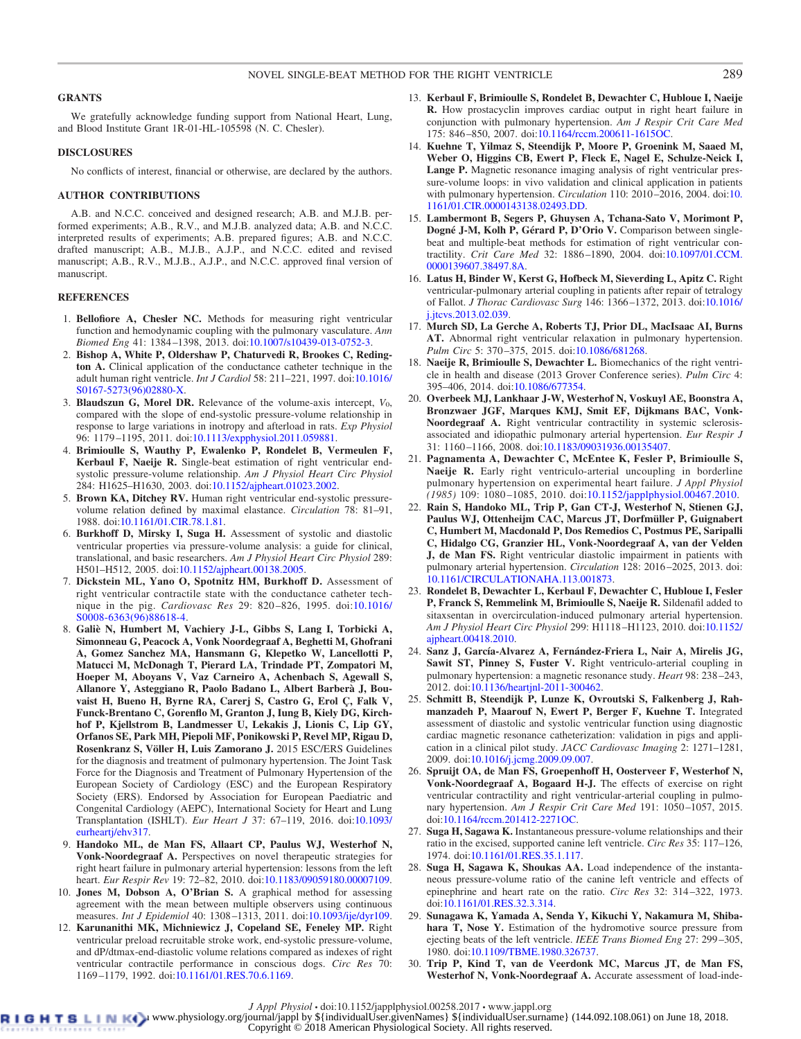## GRANTS

We gratefully acknowledge funding support from National Heart, Lung, and Blood Institute Grant 1R-01-HL-105598 (N. C. Chesler).

## DISCLOSURES

No conflicts of interest, financial or otherwise, are declared by the authors.

## AUTHOR CONTRIBUTIONS

A.B. and N.C.C. conceived and designed research; A.B. and M.J.B. performed experiments; A.B., R.V., and M.J.B. analyzed data; A.B. and N.C.C. interpreted results of experiments; A.B. prepared figures; A.B. and N.C.C. drafted manuscript; A.B., M.J.B., A.J.P., and N.C.C. edited and revised manuscript; A.B., R.V., M.J.B., A.J.P., and N.C.C. approved final version of manuscript.

## REFERENCES

1. **Bellofiore A, Chesler NC.** Methods for measuring right ventricular function and hemodynamic coupling with the pulmonary vasculature. *Ann Biomed Eng* 41: 1384–1398, 2013. doi:10.1007/s10439-013-0752-3.
2. **Bishop A, White P, Oldershaw P, Chaturvedi R, Brookes C, Redington A.** Clinical application of the conductance catheter technique in the adult human right ventricle. *Int J Cardiol* 58: 211–221, 1997. doi:10.1016/S0167-5273(96)02880-X.
3. **Blaudszun G, Morel DR.** Relevance of the volume-axis intercept, $V_0$, compared with the slope of end-systolic pressure-volume relationship in response to large variations in inotropy and afterload in rats. *Exp Physiol* 96: 1179–1195, 2011. doi:10.1113/expphysiol.2011.059881.
4. **Brimioulle S, Wauthy P, Ewalenko P, Rondelet B, Vermeulen F, Kerbaul F, Naeije R.** Single-beat estimation of right ventricular end-systolic pressure-volume relationship. *Am J Physiol Heart Circ Physiol* 284: H1625–H1630, 2003. doi:10.1152/ajpheart.01023.2002.
5. **Brown KA, Ditchey RV.** Human right ventricular end-systolic pressure-volume relation defined by maximal elastance. *Circulation* 78: 81–91, 1988. doi:10.1161/01.CIR.78.1.81.
6. **Burkhoff D, Mirsky I, Suga H.** Assessment of systolic and diastolic ventricular properties via pressure-volume analysis: a guide for clinical, translational, and basic researchers. *Am J Physiol Heart Circ Physiol* 289: H501–H512, 2005. doi:10.1152/ajpheart.00138.2005.
7. **Dickstein ML, Yano O, Spotnitz HM, Burkhoff D.** Assessment of right ventricular contractile state with the conductance catheter technique in the pig. *Cardiovasc Res* 29: 820–826, 1995. doi:10.1016/S0008-6363(96)88618-4.
8. **Galiè N, Humbert M, Vachiery J-L, Gibbs S, Lang I, Torbicki A, Simonneau G, Peacock A, Vonk Noordegraaf A, Beghetti M, Ghofrani A, Gomez Sanchez MA, Hansmann G, Klepetko W, Lancellotti P, Matucci M, McDonagh T, Pierard LA, Trindade PT, Zompatori M, Hoeper M, Aboyans V, Vaz Carneiro A, Achenbach S, Agewall S, Allanore Y, Asteggiano R, Paolo Badano L, Albert Barberà J, Bouvaist H, Bueno H, Byrne RA, Carerj S, Castro G, Erol Ç, Falk V, Funck-Brentano C, Gorenflo M, Granton J, Iung B, Kiely DG, Kirchhof P, Kjellstrom B, Landmesser U, Lekakis J, Lionis C, Lip GY, Orfanos SE, Park MH, Piepoli MF, Ponikowski P, Revel MP, Rigau D, Rosenkranz S, Völler H, Luis Zamorano J.** 2015 ESC/ERS Guidelines for the diagnosis and treatment of pulmonary hypertension. The Joint Task Force for the Diagnosis and Treatment of Pulmonary Hypertension of the European Society of Cardiology (ESC) and the European Respiratory Society (ERS). Endorsed by Association for European Paediatric and Congenital Cardiology (AEPC), International Society for Heart and Lung Transplantation (ISHLT). *Eur Heart J* 37: 67–119, 2016. doi:10.1093/eurheartj/ehv317.
9. **Handoko ML, de Man FS, Allaart CP, Paulus WJ, Westerhof N, Vonk-Noordegraaf A.** Perspectives on novel therapeutic strategies for right heart failure in pulmonary arterial hypertension: lessons from the left heart. *Eur Respir Rev* 19: 72–82, 2010. doi:10.1183/09059180.00007109.
10. **Jones M, Dobson A, O'Brian S.** A graphical method for assessing agreement with the mean between multiple observers using continuous measures. *Int J Epidemiol* 40: 1308–1313, 2011. doi:10.1093/ije/dyr109.
12. **Karunanithi MK, Michniewicz J, Copeland SE, Feneley MP.** Right ventricular preload recruitable stroke work, end-systolic pressure-volume, and dP/dtmax-end-diastolic volume relations compared as indexes of right ventricular contractile performance in conscious dogs. *Circ Res* 70: 1169–1179, 1992. doi:10.1161/01.RES.70.6.1169.
13. **Kerbaul F, Brimioulle S, Rondelet B, Dewachter C, Hubloue I, Naeije R.** How prostacyclin improves cardiac output in right heart failure in conjunction with pulmonary hypertension. *Am J Respir Crit Care Med* 175: 846–850, 2007. doi:10.1164/rccm.200611-1615OC.
14. **Kuehne T, Yilmaz S, Steendijk P, Moore P, Groenink M, Saaed M, Weber O, Higgins CB, Ewert P, Fleck E, Nagel E, Schulze-Neick I, Lange P.** Magnetic resonance imaging analysis of right ventricular pressure-volume loops: in vivo validation and clinical application in patients with pulmonary hypertension. *Circulation* 110: 2010–2016, 2004. doi:10.1161/01.CIR.0000143138.02493.DD.
15. **Lambermont B, Segers P, Ghuysen A, Tchana-Sato V, Morimont P, Dogné J-M, Kolh P, Gérard P, D'Orio V.** Comparison between single-beat and multiple-beat methods for estimation of right ventricular contractility. *Crit Care Med* 32: 1886–1890, 2004. doi:10.1097/01.CCM.0000139607.38497.8A.
16. **Latus H, Binder W, Kerst G, Hofbeck M, Sieverding L, Apitz C.** Right ventricular-pulmonary arterial coupling in patients after repair of tetralogy of Fallot. *J Thorac Cardiovasc Surg* 146: 1366–1372, 2013. doi:10.1016/j.jtcvs.2013.02.039.
17. **Murch SD, La Gerche A, Roberts TJ, Prior DL, MacIsaac AI, Burns AT.** Abnormal right ventricular relaxation in pulmonary hypertension. *Pulm Circ* 5: 370–375, 2015. doi:10.1086/681268.
18. **Naeije R, Brimioulle S, Dewachter L.** Biomechanics of the right ventricle in health and disease (2013 Grover Conference series). *Pulm Circ* 4: 395–406, 2014. doi:10.1086/677354.
20. **Overbeek MJ, Lankhaar J-W, Westerhof N, Voskuyl AE, Boonstra A, Bronzwaer JGF, Marques KMJ, Smit EF, Dijkmans BAC, Vonk-Noordegraaf A.** Right ventricular contractility in systemic sclerosis-associated and idiopathic pulmonary arterial hypertension. *Eur Respir J* 31: 1160–1166, 2008. doi:10.1183/09031936.00135407.
21. **Pagnamenta A, Dewachter C, McEntee K, Fesler P, Brimioulle S, Naeije R.** Early right ventriculo-arterial uncoupling in borderline pulmonary hypertension on experimental heart failure. *J Appl Physiol (1985)* 109: 1080–1085, 2010. doi:10.1152/japplphysiol.00467.2010.
22. **Rain S, Handoko ML, Trip P, Gan CT-J, Westerhof N, Stienen GJ, Paulus WJ, Ottenheijm CAC, Marcus JT, Dorfmüller P, Guignabert C, Humbert M, Macdonald P, Dos Remedios C, Postmus PE, Saripalli C, Hidalgo CG, Granzier HL, Vonk-Noordegraaf A, van der Velden J, de Man FS.** Right ventricular diastolic impairment in patients with pulmonary arterial hypertension. *Circulation* 128: 2016–2025, 2013. doi:10.1161/CIRCULATIONAHA.113.001873.
23. **Rondelet B, Dewachter L, Kerbaul F, Dewachter C, Hubloue I, Fesler P, Franck S, Remmelink M, Brimioulle S, Naeije R.** Sildenafil added to sitaxsentan in overcirculation-induced pulmonary arterial hypertension. *Am J Physiol Heart Circ Physiol* 299: H1118–H1123, 2010. doi:10.1152/ajpheart.00418.2010.
24. **Sanz J, García-Alvarez A, Fernández-Friera L, Nair A, Mirelis JG, Sawit ST, Pinney S, Fuster V.** Right ventriculo-arterial coupling in pulmonary hypertension: a magnetic resonance study. *Heart* 98: 238–243, 2012. doi:10.1136/heartjnl-2011-300462.
25. **Schmitt B, Steendijk P, Lunze K, Ovroutski S, Falkenberg J, Rahmanzadeh P, Maarouf N, Ewert P, Berger F, Kuehne T.** Integrated assessment of diastolic and systolic ventricular function using diagnostic cardiac magnetic resonance catheterization: validation in pigs and application in a clinical pilot study. *JACC Cardiovasc Imaging* 2: 1271–1281, 2009. doi:10.1016/j.jcmg.2009.09.007.
26. **Spruijt OA, de Man FS, Groepenhoff H, Oosterveer F, Westerhof N, Vonk-Noordegraaf A, Bogaard H-J.** The effects of exercise on right ventricular contractility and right ventricular-arterial coupling in pulmonary hypertension. *Am J Respir Crit Care Med* 191: 1050–1057, 2015. doi:10.1164/rccm.201412-2271OC.
27. **Suga H, Sagawa K.** Instantaneous pressure-volume relationships and their ratio in the excised, supported canine left ventricle. *Circ Res* 35: 117–126, 1974. doi:10.1161/01.RES.35.1.117.
28. **Suga H, Sagawa K, Shoukas AA.** Load independence of the instantaneous pressure-volume ratio of the canine left ventricle and effects of epinephrine and heart rate on the ratio. *Circ Res* 32: 314–322, 1973. doi:10.1161/01.RES.32.3.314.
29. **Sunagawa K, Yamada A, Senda Y, Kikuchi Y, Nakamura M, Shibahara T, Nose Y.** Estimation of the hydromotive source pressure from ejecting beats of the left ventricle. *IEEE Trans Biomed Eng* 27: 299–305, 1980. doi:10.1109/TBME.1980.326737.
30. **Trip P, Kind T, van de Veerdonk MC, Marcus JT, de Man FS, Westerhof N, Vonk-Noordegraaf A.** Accurate assessment of load-inde-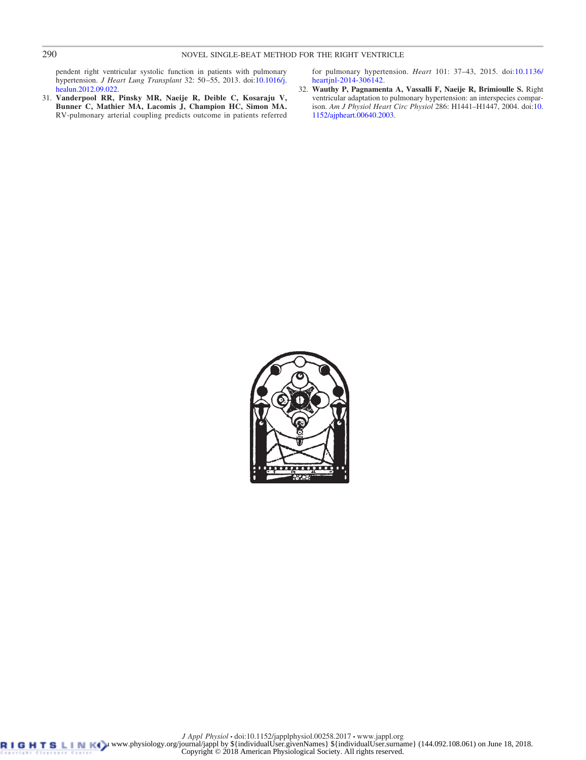pendent right ventricular systolic function in patients with pulmonary hypertension. *J Heart Lung Transplant* 32: 50–55, 2013. doi:10.1016/j.healun.2012.09.022.

31. **Vanderpool RR, Pinsky MR, Naeije R, Deible C, Kosaraju V, Bunner C, Mathier MA, Lacomis J, Champion HC, Simon MA.** RV-pulmonary arterial coupling predicts outcome in patients referred for pulmonary hypertension. *Heart* 101: 37–43, 2015. doi:10.1136/heartjnl-2014-306142.
32. **Wauthy P, Pagnamenta A, Vassalli F, Naeije R, Brimioulle S.** Right ventricular adaptation to pulmonary hypertension: an interspecies comparison. *Am J Physiol Heart Circ Physiol* 286: H1441–H1447, 2004. doi:10.1152/ajpheart.00640.2003.